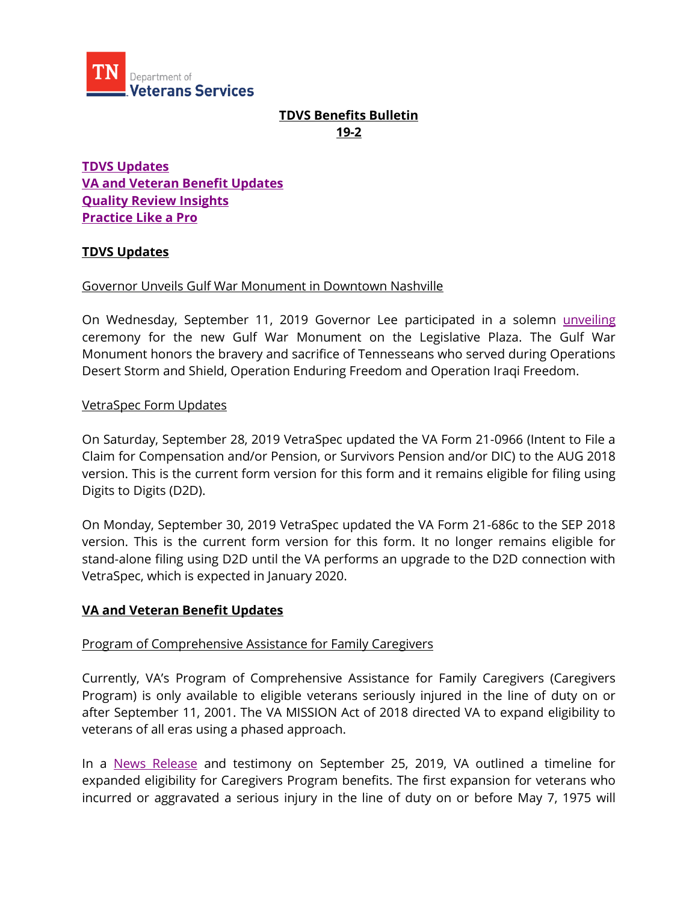# TDVS Benefits Bulletin
## 19-2

**[TDVS Updates](#tdvs-updates)**
**[VA and Veteran Benefit Updates](#va-and-veteran-benefit-updates)**
**[Quality Review Insights](#quality-review-insights)**
**[Practice Like a Pro](#practice-like-a-pro)**

## TDVS Updates

Governor Unveils Gulf War Monument in Downtown Nashville

On Wednesday, September 11, 2019 Governor Lee participated in a solemn unveiling ceremony for the new Gulf War Monument on the Legislative Plaza. The Gulf War Monument honors the bravery and sacrifice of Tennesseans who served during Operations Desert Storm and Shield, Operation Enduring Freedom and Operation Iraqi Freedom.

VetraSpec Form Updates

On Saturday, September 28, 2019 VetraSpec updated the VA Form 21-0966 (Intent to File a Claim for Compensation and/or Pension, or Survivors Pension and/or DIC) to the AUG 2018 version. This is the current form version for this form and it remains eligible for filing using Digits to Digits (D2D).

On Monday, September 30, 2019 VetraSpec updated the VA Form 21-686c to the SEP 2018 version. This is the current form version for this form. It no longer remains eligible for stand-alone filing using D2D until the VA performs an upgrade to the D2D connection with VetraSpec, which is expected in January 2020.

## VA and Veteran Benefit Updates

Program of Comprehensive Assistance for Family Caregivers

Currently, VA's Program of Comprehensive Assistance for Family Caregivers (Caregivers Program) is only available to eligible veterans seriously injured in the line of duty on or after September 11, 2001. The VA MISSION Act of 2018 directed VA to expand eligibility to veterans of all eras using a phased approach.

In a News Release and testimony on September 25, 2019, VA outlined a timeline for expanded eligibility for Caregivers Program benefits. The first expansion for veterans who incurred or aggravated a serious injury in the line of duty on or before May 7, 1975 will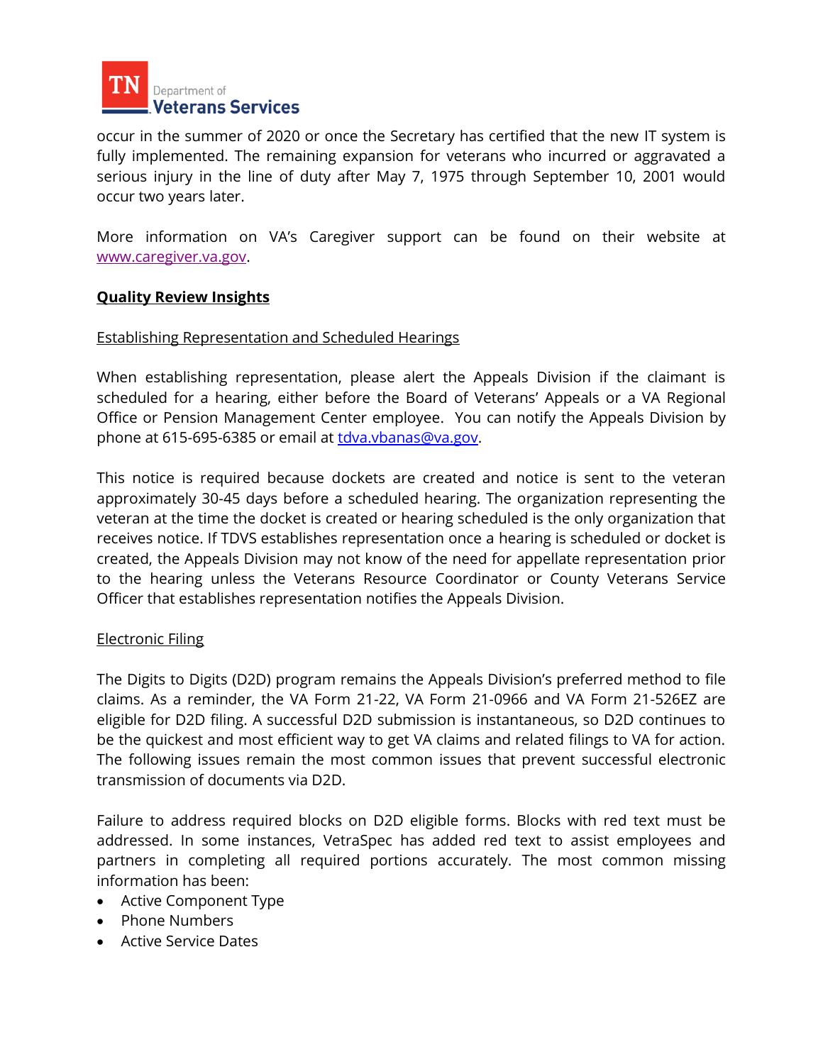occur in the summer of 2020 or once the Secretary has certified that the new IT system is fully implemented. The remaining expansion for veterans who incurred or aggravated a serious injury in the line of duty after May 7, 1975 through September 10, 2001 would occur two years later.

More information on VA's Caregiver support can be found on their website at [www.caregiver.va.gov](http://www.caregiver.va.gov).

**Quality Review Insights**

Establishing Representation and Scheduled Hearings

When establishing representation, please alert the Appeals Division if the claimant is scheduled for a hearing, either before the Board of Veterans' Appeals or a VA Regional Office or Pension Management Center employee. You can notify the Appeals Division by phone at 615-695-6385 or email at [tdva.vbanas@va.gov](mailto:tdva.vbanas@va.gov).

This notice is required because dockets are created and notice is sent to the veteran approximately 30-45 days before a scheduled hearing. The organization representing the veteran at the time the docket is created or hearing scheduled is the only organization that receives notice. If TDVS establishes representation once a hearing is scheduled or docket is created, the Appeals Division may not know of the need for appellate representation prior to the hearing unless the Veterans Resource Coordinator or County Veterans Service Officer that establishes representation notifies the Appeals Division.

Electronic Filing

The Digits to Digits (D2D) program remains the Appeals Division's preferred method to file claims. As a reminder, the VA Form 21-22, VA Form 21-0966 and VA Form 21-526EZ are eligible for D2D filing. A successful D2D submission is instantaneous, so D2D continues to be the quickest and most efficient way to get VA claims and related filings to VA for action. The following issues remain the most common issues that prevent successful electronic transmission of documents via D2D.

Failure to address required blocks on D2D eligible forms. Blocks with red text must be addressed. In some instances, VetraSpec has added red text to assist employees and partners in completing all required portions accurately. The most common missing information has been:

- Active Component Type
- Phone Numbers
- Active Service Dates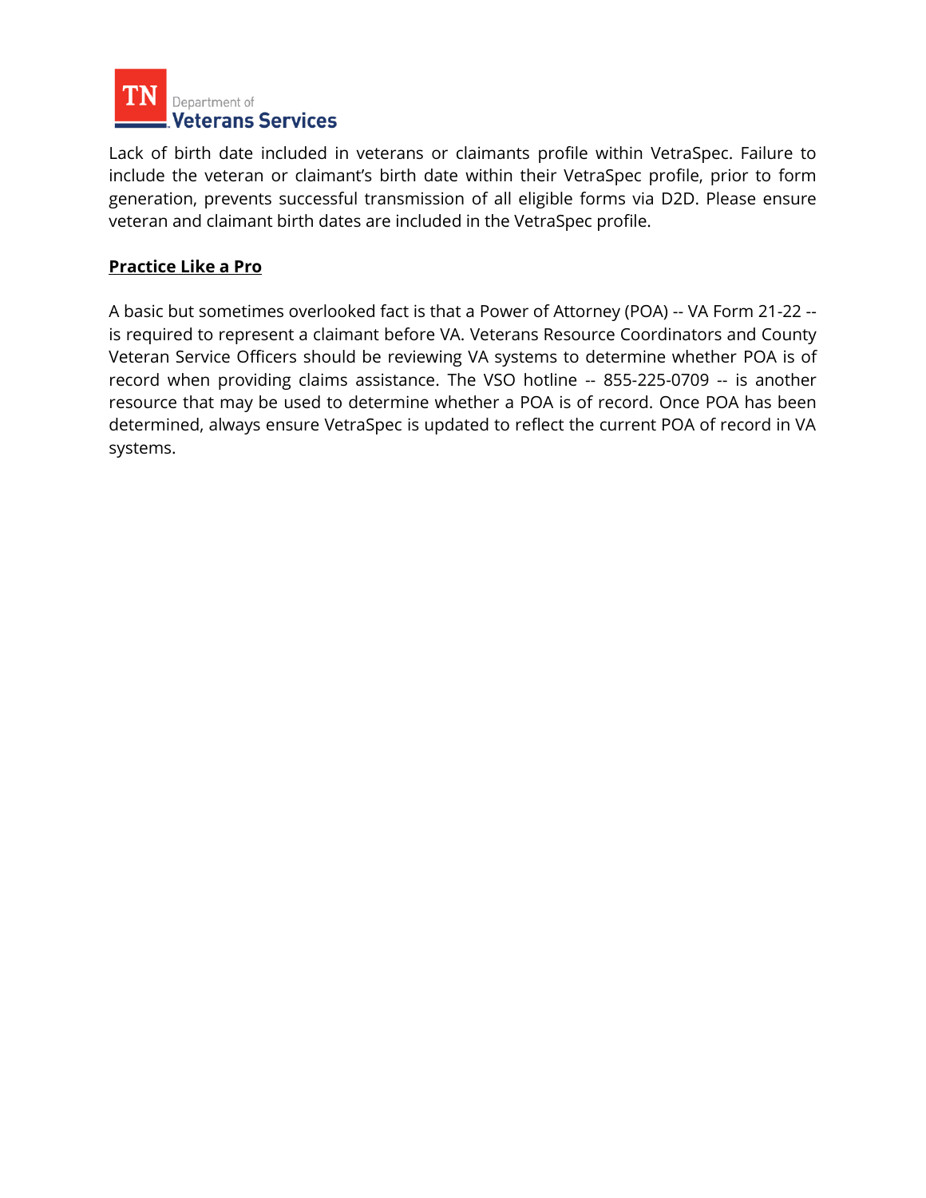Lack of birth date included in veterans or claimants profile within VetraSpec. Failure to include the veteran or claimant's birth date within their VetraSpec profile, prior to form generation, prevents successful transmission of all eligible forms via D2D. Please ensure veteran and claimant birth dates are included in the VetraSpec profile.

**Practice Like a Pro**

A basic but sometimes overlooked fact is that a Power of Attorney (POA) -- VA Form 21-22 -- is required to represent a claimant before VA. Veterans Resource Coordinators and County Veteran Service Officers should be reviewing VA systems to determine whether POA is of record when providing claims assistance. The VSO hotline -- 855-225-0709 -- is another resource that may be used to determine whether a POA is of record. Once POA has been determined, always ensure VetraSpec is updated to reflect the current POA of record in VA systems.